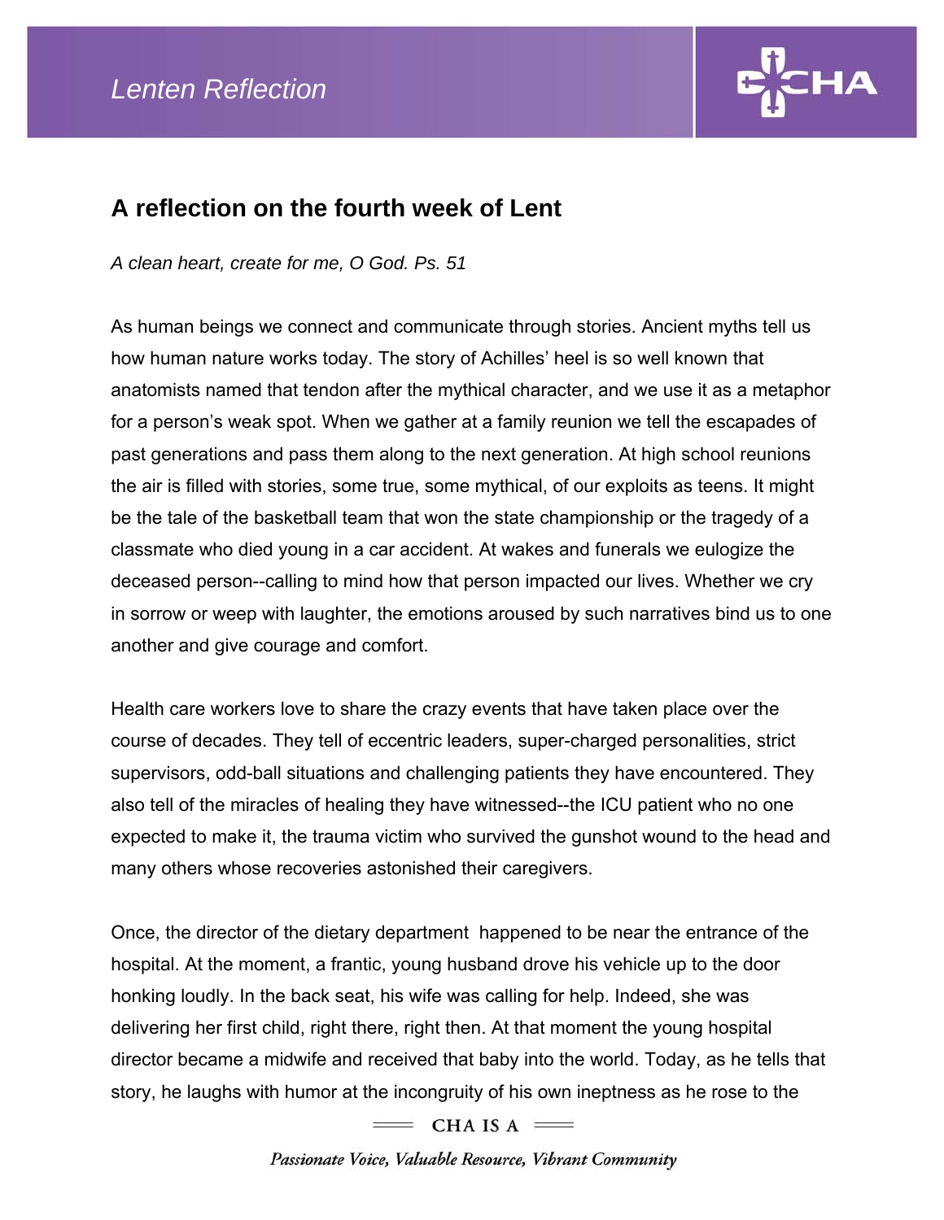# A reflection on the fourth week of Lent

*A clean heart, create for me, O God. Ps. 51*

As human beings we connect and communicate through stories. Ancient myths tell us how human nature works today. The story of Achilles' heel is so well known that anatomists named that tendon after the mythical character, and we use it as a metaphor for a person's weak spot. When we gather at a family reunion we tell the escapades of past generations and pass them along to the next generation. At high school reunions the air is filled with stories, some true, some mythical, of our exploits as teens. It might be the tale of the basketball team that won the state championship or the tragedy of a classmate who died young in a car accident. At wakes and funerals we eulogize the deceased person--calling to mind how that person impacted our lives. Whether we cry in sorrow or weep with laughter, the emotions aroused by such narratives bind us to one another and give courage and comfort.

Health care workers love to share the crazy events that have taken place over the course of decades. They tell of eccentric leaders, super-charged personalities, strict supervisors, odd-ball situations and challenging patients they have encountered. They also tell of the miracles of healing they have witnessed--the ICU patient who no one expected to make it, the trauma victim who survived the gunshot wound to the head and many others whose recoveries astonished their caregivers.

Once, the director of the dietary department happened to be near the entrance of the hospital. At the moment, a frantic, young husband drove his vehicle up to the door honking loudly. In the back seat, his wife was calling for help. Indeed, she was delivering her first child, right there, right then. At that moment the young hospital director became a midwife and received that baby into the world. Today, as he tells that story, he laughs with humor at the incongruity of his own ineptness as he rose to the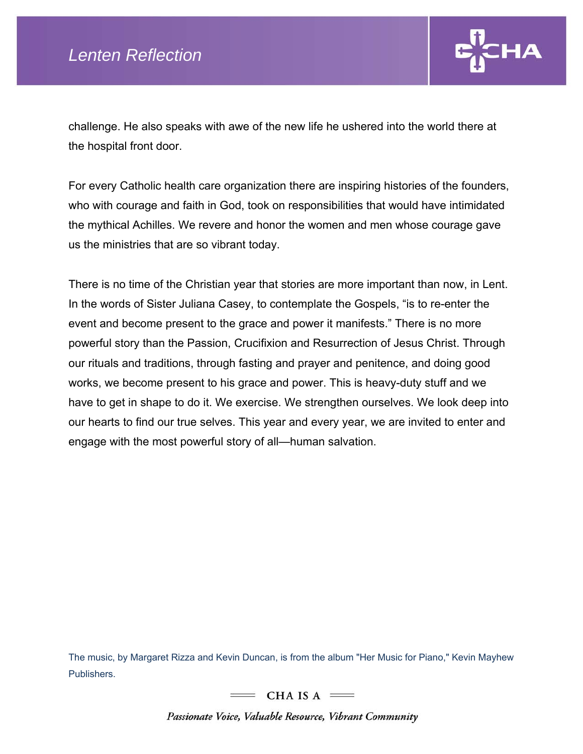challenge. He also speaks with awe of the new life he ushered into the world there at the hospital front door.

For every Catholic health care organization there are inspiring histories of the founders, who with courage and faith in God, took on responsibilities that would have intimidated the mythical Achilles. We revere and honor the women and men whose courage gave us the ministries that are so vibrant today.

There is no time of the Christian year that stories are more important than now, in Lent. In the words of Sister Juliana Casey, to contemplate the Gospels, "is to re-enter the event and become present to the grace and power it manifests." There is no more powerful story than the Passion, Crucifixion and Resurrection of Jesus Christ. Through our rituals and traditions, through fasting and prayer and penitence, and doing good works, we become present to his grace and power. This is heavy-duty stuff and we have to get in shape to do it. We exercise. We strengthen ourselves. We look deep into our hearts to find our true selves. This year and every year, we are invited to enter and engage with the most powerful story of all—human salvation.

The music, by Margaret Rizza and Kevin Duncan, is from the album "Her Music for Piano," Kevin Mayhew Publishers.